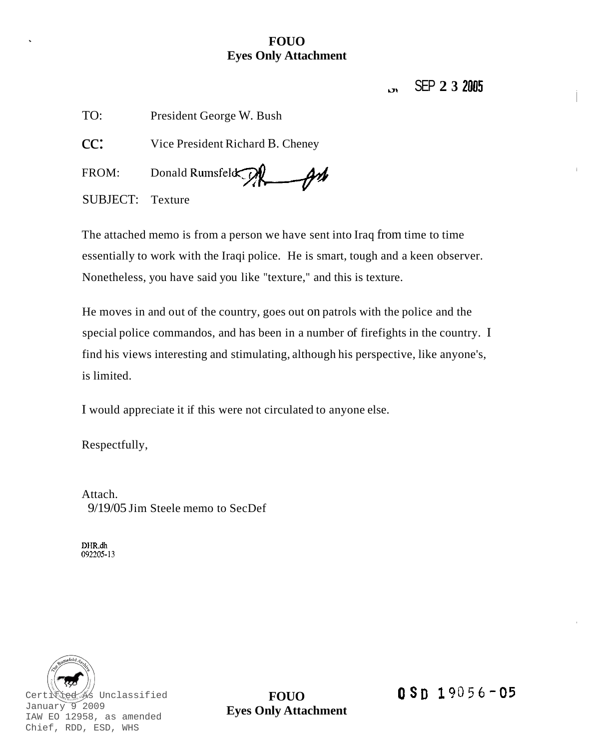**FOUO**
**Eyes Only Attachment**

SEP 2 3 2005

TO: President George W. Bush

CC: Vice President Richard B. Cheney

FROM: Donald Rumsfeld

SUBJECT: Texture

The attached memo is from a person we have sent into Iraq from time to time essentially to work with the Iraqi police. He is smart, tough and a keen observer. Nonetheless, you have said you like "texture," and this is texture.

He moves in and out of the country, goes out on patrols with the police and the special police commandos, and has been in a number of firefights in the country. I find his views interesting and stimulating, although his perspective, like anyone's, is limited.

I would appreciate it if this were not circulated to anyone else.

Respectfully,

Attach.
9/19/05 Jim Steele memo to SecDef

DHR.dh
092205-13

Certified As Unclassified
January 9 2009
IAW EO 12958, as amended
Chief, RDD, ESD, WHS

**FOUO**
**Eyes Only Attachment**

OSD 19056-05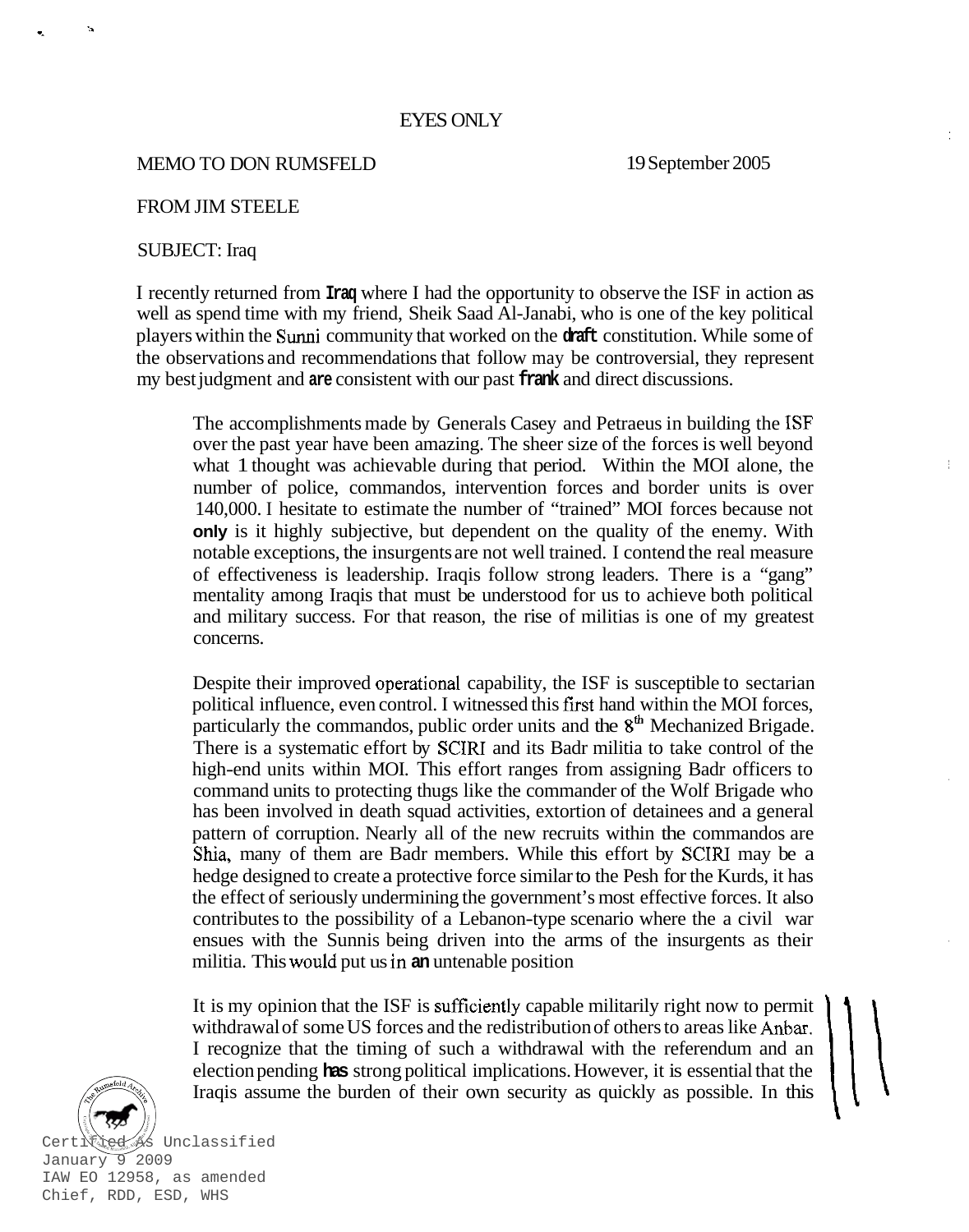EYES ONLY

MEMO TO DON RUMSFELD 19 September 2005

FROM JIM STEELE

SUBJECT: Iraq

I recently returned from Iraq where I had the opportunity to observe the ISF in action as well as spend time with my friend, Sheik Saad Al-Janabi, who is one of the key political players within the Sunni community that worked on the draft constitution. While some of the observations and recommendations that follow may be controversial, they represent my best judgment and are consistent with our past frank and direct discussions.

The accomplishments made by Generals Casey and Petraeus in building the ISF over the past year have been amazing. The sheer size of the forces is well beyond what 1 thought was achievable during that period. Within the MOI alone, the number of police, commandos, intervention forces and border units is over 140,000. I hesitate to estimate the number of "trained" MOI forces because not only is it highly subjective, but dependent on the quality of the enemy. With notable exceptions, the insurgents are not well trained. I contend the real measure of effectiveness is leadership. Iraqis follow strong leaders. There is a "gang" mentality among Iraqis that must be understood for us to achieve both political and military success. For that reason, the rise of militias is one of my greatest concerns.

Despite their improved operational capability, the ISF is susceptible to sectarian political influence, even control. I witnessed this first hand within the MOI forces, particularly the commandos, public order units and the 8th Mechanized Brigade. There is a systematic effort by SCIRI and its Badr militia to take control of the high-end units within MOI. This effort ranges from assigning Badr officers to command units to protecting thugs like the commander of the Wolf Brigade who has been involved in death squad activities, extortion of detainees and a general pattern of corruption. Nearly all of the new recruits within the commandos are Shia, many of them are Badr members. While this effort by SCIRI may be a hedge designed to create a protective force similar to the Pesh for the Kurds, it has the effect of seriously undermining the government's most effective forces. It also contributes to the possibility of a Lebanon-type scenario where the a civil war ensues with the Sunnis being driven into the arms of the insurgents as their militia. This would put us in an untenable position

It is my opinion that the ISF is sufficiently capable militarily right now to permit withdrawal of some US forces and the redistribution of others to areas like Anbar. I recognize that the timing of such a withdrawal with the referendum and an election pending has strong political implications. However, it is essential that the Iraqis assume the burden of their own security as quickly as possible. In this

Certified As Unclassified
January 9 2009
IAW EO 12958, as amended
Chief, RDD, ESD, WHS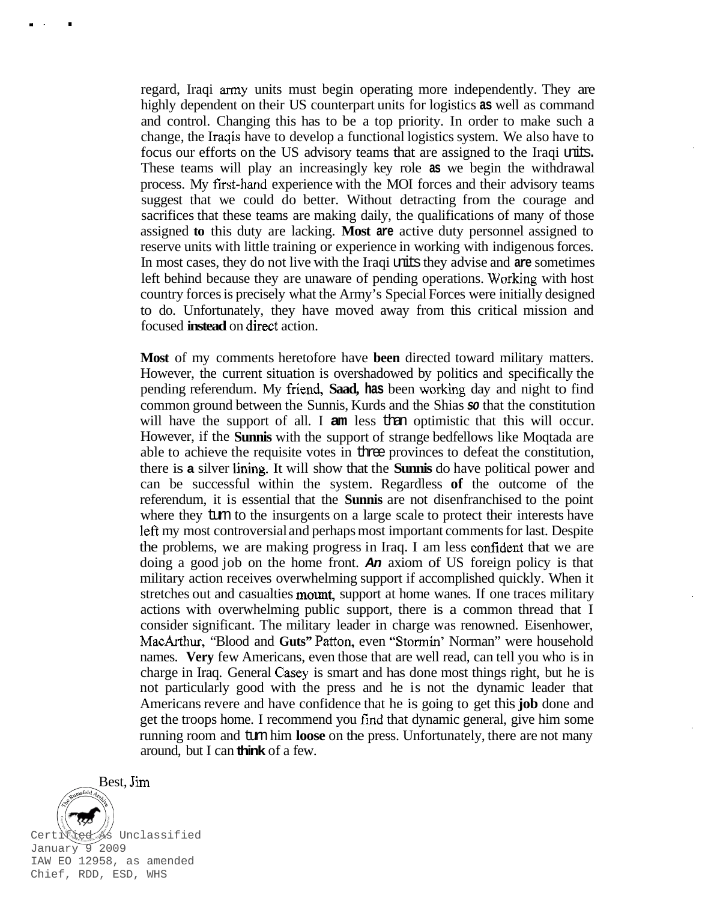regard, Iraqi army units must begin operating more independently. They are highly dependent on their US counterpart units for logistics as well as command and control. Changing this has to be a top priority. In order to make such a change, the Iraqis have to develop a functional logistics system. We also have to focus our efforts on the US advisory teams that are assigned to the Iraqi units. These teams will play an increasingly key role as we begin the withdrawal process. My first-hand experience with the MOI forces and their advisory teams suggest that we could do better. Without detracting from the courage and sacrifices that these teams are making daily, the qualifications of many of those assigned to this duty are lacking. Most are active duty personnel assigned to reserve units with little training or experience in working with indigenous forces. In most cases, they do not live with the Iraqi units they advise and are sometimes left behind because they are unaware of pending operations. Working with host country forces is precisely what the Army's Special Forces were initially designed to do. Unfortunately, they have moved away from this critical mission and focused instead on direct action.

Most of my comments heretofore have been directed toward military matters. However, the current situation is overshadowed by politics and specifically the pending referendum. My friend, Saad, has been working day and night to find common ground between the Sunnis, Kurds and the Shias so that the constitution will have the support of all. I am less than optimistic that this will occur. However, if the Sunnis with the support of strange bedfellows like Moqtada are able to achieve the requisite votes in three provinces to defeat the constitution, there is a silver lining. It will show that the Sunnis do have political power and can be successful within the system. Regardless of the outcome of the referendum, it is essential that the Sunnis are not disenfranchised to the point where they turn to the insurgents on a large scale to protect their interests have left my most controversial and perhaps most important comments for last. Despite the problems, we are making progress in Iraq. I am less confident that we are doing a good job on the home front. An axiom of US foreign policy is that military action receives overwhelming support if accomplished quickly. When it stretches out and casualties mount, support at home wanes. If one traces military actions with overwhelming public support, there is a common thread that I consider significant. The military leader in charge was renowned. Eisenhower, MacArthur, "Blood and Guts" Patton, even "Stormin' Norman" were household names. Very few Americans, even those that are well read, can tell you who is in charge in Iraq. General Casey is smart and has done most things right, but he is not particularly good with the press and he is not the dynamic leader that Americans revere and have confidence that he is going to get this job done and get the troops home. I recommend you find that dynamic general, give him some running room and turn him loose on the press. Unfortunately, there are not many around, but I can think of a few.

Best, Jim

Certified As Unclassified
January 9 2009
IAW EO 12958, as amended
Chief, RDD, ESD, WHS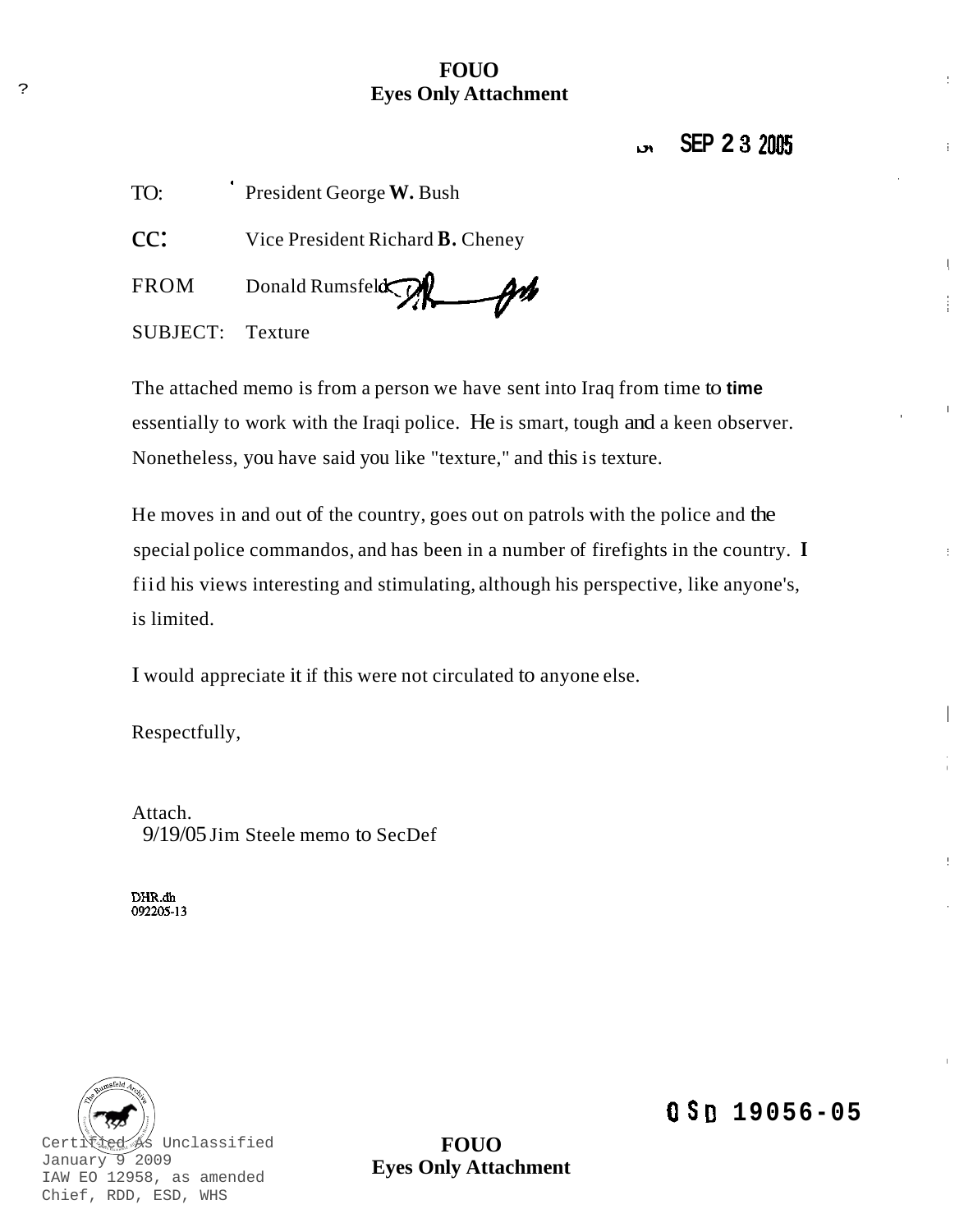**FOUO**
**Eyes Only Attachment**

SEP 2 3 2005

TO: President George **W.** Bush

CC: Vice President Richard **B.** Cheney

FROM Donald Rumsfeld

SUBJECT: Texture

The attached memo is from a person we have sent into Iraq from time to time essentially to work with the Iraqi police. He is smart, tough and a keen observer. Nonetheless, you have said you like "texture," and this is texture.

He moves in and out of the country, goes out on patrols with the police and the special police commandos, and has been in a number of firefights in the country. I fiid his views interesting and stimulating, although his perspective, like anyone's, is limited.

I would appreciate it if this were not circulated to anyone else.

Respectfully,

Attach.
9/19/05 Jim Steele memo to SecDef

DHR.dh
092205-13

Certified As Unclassified
January 9 2009
IAW EO 12958, as amended
Chief, RDD, ESD, WHS

OSD 19056-05

**FOUO**
**Eyes Only Attachment**